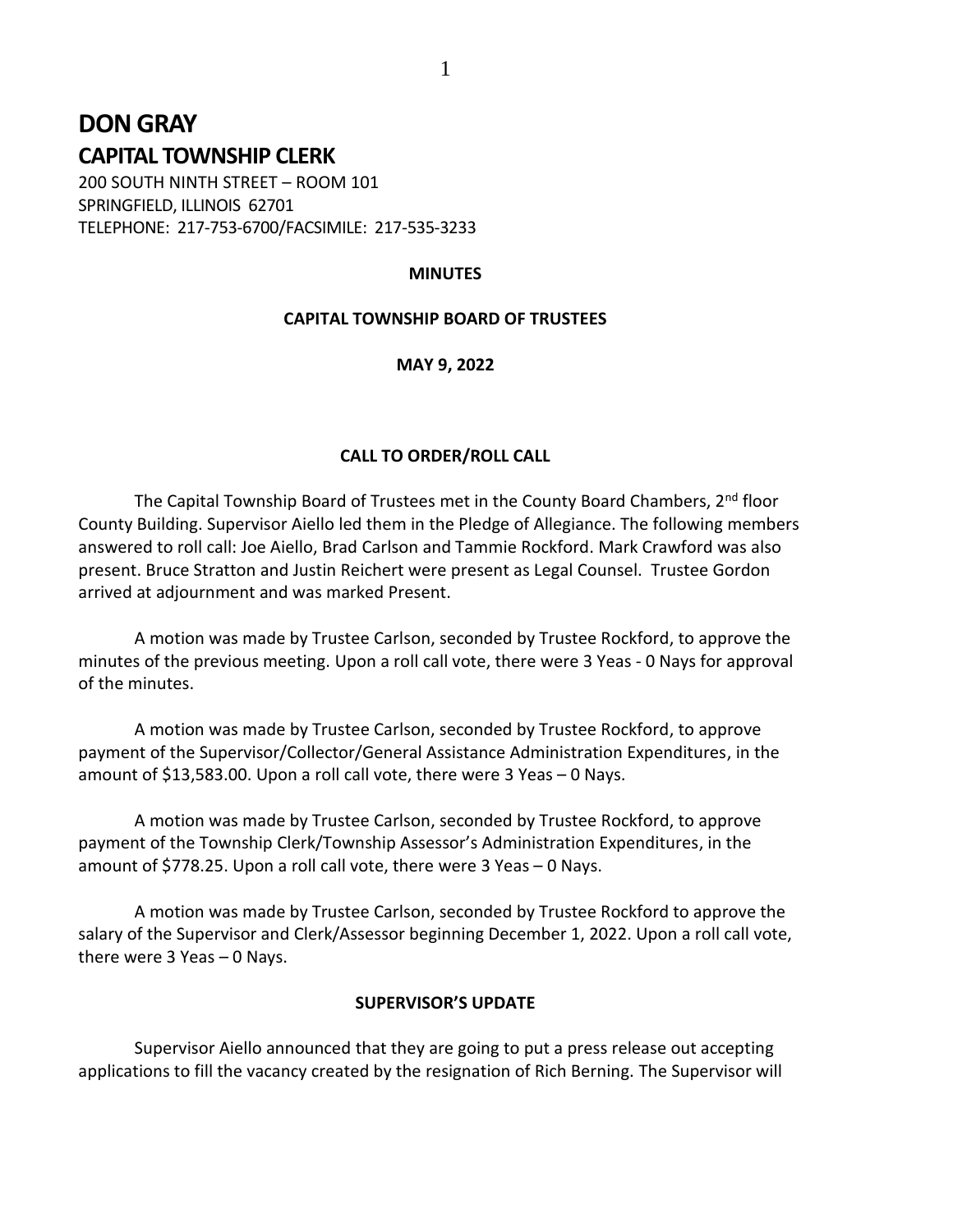# DON GRAY

## CAPITAL TOWNSHIP CLERK

200 SOUTH NINTH STREET – ROOM 101
SPRINGFIELD, ILLINOIS 62701
TELEPHONE: 217-753-6700/FACSIMILE: 217-535-3233

**MINUTES**

**CAPITAL TOWNSHIP BOARD OF TRUSTEES**

**MAY 9, 2022**

**CALL TO ORDER/ROLL CALL**

The Capital Township Board of Trustees met in the County Board Chambers, 2nd floor County Building. Supervisor Aiello led them in the Pledge of Allegiance. The following members answered to roll call: Joe Aiello, Brad Carlson and Tammie Rockford. Mark Crawford was also present. Bruce Stratton and Justin Reichert were present as Legal Counsel. Trustee Gordon arrived at adjournment and was marked Present.

A motion was made by Trustee Carlson, seconded by Trustee Rockford, to approve the minutes of the previous meeting. Upon a roll call vote, there were 3 Yeas - 0 Nays for approval of the minutes.

A motion was made by Trustee Carlson, seconded by Trustee Rockford, to approve payment of the Supervisor/Collector/General Assistance Administration Expenditures, in the amount of $13,583.00. Upon a roll call vote, there were 3 Yeas – 0 Nays.

A motion was made by Trustee Carlson, seconded by Trustee Rockford, to approve payment of the Township Clerk/Township Assessor's Administration Expenditures, in the amount of $778.25. Upon a roll call vote, there were 3 Yeas – 0 Nays.

A motion was made by Trustee Carlson, seconded by Trustee Rockford to approve the salary of the Supervisor and Clerk/Assessor beginning December 1, 2022. Upon a roll call vote, there were 3 Yeas – 0 Nays.

**SUPERVISOR'S UPDATE**

Supervisor Aiello announced that they are going to put a press release out accepting applications to fill the vacancy created by the resignation of Rich Berning. The Supervisor will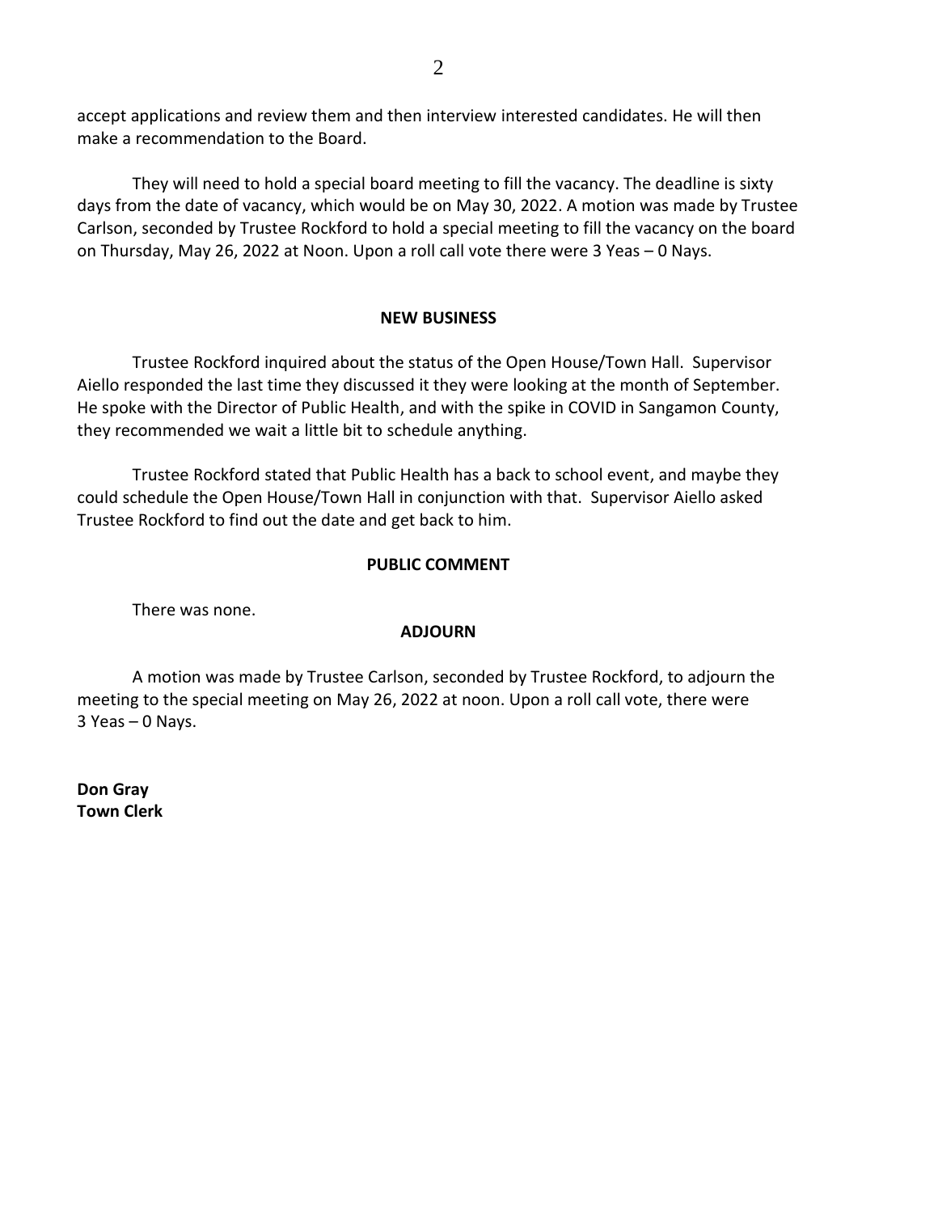accept applications and review them and then interview interested candidates. He will then make a recommendation to the Board.

They will need to hold a special board meeting to fill the vacancy. The deadline is sixty days from the date of vacancy, which would be on May 30, 2022. A motion was made by Trustee Carlson, seconded by Trustee Rockford to hold a special meeting to fill the vacancy on the board on Thursday, May 26, 2022 at Noon. Upon a roll call vote there were 3 Yeas – 0 Nays.

## NEW BUSINESS

Trustee Rockford inquired about the status of the Open House/Town Hall. Supervisor Aiello responded the last time they discussed it they were looking at the month of September. He spoke with the Director of Public Health, and with the spike in COVID in Sangamon County, they recommended we wait a little bit to schedule anything.

Trustee Rockford stated that Public Health has a back to school event, and maybe they could schedule the Open House/Town Hall in conjunction with that. Supervisor Aiello asked Trustee Rockford to find out the date and get back to him.

## PUBLIC COMMENT

There was none.

## ADJOURN

A motion was made by Trustee Carlson, seconded by Trustee Rockford, to adjourn the meeting to the special meeting on May 26, 2022 at noon. Upon a roll call vote, there were 3 Yeas – 0 Nays.

**Don Gray**
**Town Clerk**